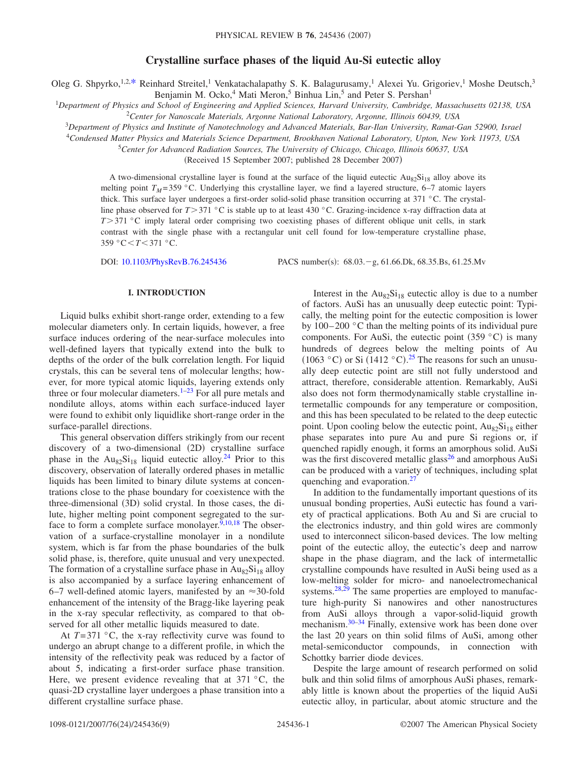# Crystalline surface phases of the liquid Au-Si eutectic alloy

Oleg G. Shpyrko,[1,2,*] Reinhard Streitel,[1] Venkatachalapathy S. K. Balagurusamy,[1] Alexei Yu. Grigoriev,[1] Moshe Deutsch,[3] Benjamin M. Ocko,[4] Mati Meron,[5] Binhua Lin,[5] and Peter S. Pershan[1]

[1]*Department of Physics and School of Engineering and Applied Sciences, Harvard University, Cambridge, Massachusetts 02138, USA*
[2]*Center for Nanoscale Materials, Argonne National Laboratory, Argonne, Illinois 60439, USA*
[3]*Department of Physics and Institute of Nanotechnology and Advanced Materials, Bar-Ilan University, Ramat-Gan 52900, Israel*
[4]*Condensed Matter Physics and Materials Science Department, Brookhaven National Laboratory, Upton, New York 11973, USA*
[5]*Center for Advanced Radiation Sources, The University of Chicago, Chicago, Illinois 60637, USA*

(Received 15 September 2007; published 28 December 2007)

A two-dimensional crystalline layer is found at the surface of the liquid eutectic $Au_{82}Si_{18}$ alloy above its melting point $T_M$=359 °C. Underlying this crystalline layer, we find a layered structure, 6–7 atomic layers thick. This surface layer undergoes a first-order solid-solid phase transition occurring at 371 °C. The crystalline phase observed for $T$>371 °C is stable up to at least 430 °C. Grazing-incidence x-ray diffraction data at $T$>371 °C imply lateral order comprising two coexisting phases of different oblique unit cells, in stark contrast with the single phase with a rectangular unit cell found for low-temperature crystalline phase, 359 °C<$T$<371 °C.

DOI: 10.1103/PhysRevB.76.245436 PACS number(s): 68.03.−g, 61.66.Dk, 68.35.Bs, 61.25.Mv

## I. INTRODUCTION

Liquid bulks exhibit short-range order, extending to a few molecular diameters only. In certain liquids, however, a free surface induces ordering of the near-surface molecules into well-defined layers that typically extend into the bulk to depths of the order of the bulk correlation length. For liquid crystals, this can be several tens of molecular lengths; however, for more typical atomic liquids, layering extends only three or four molecular diameters.[1–23] For all pure metals and nondilute alloys, atoms within each surface-induced layer were found to exhibit only liquidlike short-range order in the surface-parallel directions.

This general observation differs strikingly from our recent discovery of a two-dimensional (2D) crystalline surface phase in the $Au_{82}Si_{18}$ liquid eutectic alloy.[24] Prior to this discovery, observation of laterally ordered phases in metallic liquids has been limited to binary dilute systems at concentrations close to the phase boundary for coexistence with the three-dimensional (3D) solid crystal. In those cases, the dilute, higher melting point component segregated to the surface to form a complete surface monolayer.[9,10,18] The observation of a surface-crystalline monolayer in a nondilute system, which is far from the phase boundaries of the bulk solid phase, is, therefore, quite unusual and very unexpected. The formation of a crystalline surface phase in $Au_{82}Si_{18}$ alloy is also accompanied by a surface layering enhancement of 6–7 well-defined atomic layers, manifested by an ≈30-fold enhancement of the intensity of the Bragg-like layering peak in the x-ray specular reflectivity, as compared to that observed for all other metallic liquids measured to date.

At $T$=371 °C, the x-ray reflectivity curve was found to undergo an abrupt change to a different profile, in which the intensity of the reflectivity peak was reduced by a factor of about 5, indicating a first-order surface phase transition. Here, we present evidence revealing that at 371 °C, the quasi-2D crystalline layer undergoes a phase transition into a different crystalline surface phase.

Interest in the $Au_{82}Si_{18}$ eutectic alloy is due to a number of factors. AuSi has an unusually deep eutectic point: Typically, the melting point for the eutectic composition is lower by 100–200 °C than the melting points of its individual pure components. For AuSi, the eutectic point (359 °C) is many hundreds of degrees below the melting points of Au (1063 °C) or Si (1412 °C).[25] The reasons for such an unusually deep eutectic point are still not fully understood and attract, therefore, considerable attention. Remarkably, AuSi also does not form thermodynamically stable crystalline intermetallic compounds for any temperature or composition, and this has been speculated to be related to the deep eutectic point. Upon cooling below the eutectic point, $Au_{82}Si_{18}$ either phase separates into pure Au and pure Si regions or, if quenched rapidly enough, it forms an amorphous solid. AuSi was the first discovered metallic glass[26] and amorphous AuSi can be produced with a variety of techniques, including splat quenching and evaporation.[27]

In addition to the fundamentally important questions of its unusual bonding properties, AuSi eutectic has found a variety of practical applications. Both Au and Si are crucial to the electronics industry, and thin gold wires are commonly used to interconnect silicon-based devices. The low melting point of the eutectic alloy, the eutectic's deep and narrow shape in the phase diagram, and the lack of intermetallic crystalline compounds have resulted in AuSi being used as a low-melting solder for micro- and nanoelectromechanical systems.[28,29] The same properties are employed to manufacture high-purity Si nanowires and other nanostructures from AuSi alloys through a vapor-solid-liquid growth mechanism.[30–34] Finally, extensive work has been done over the last 20 years on thin solid films of AuSi, among other metal-semiconductor compounds, in connection with Schottky barrier diode devices.

Despite the large amount of research performed on solid bulk and thin solid films of amorphous AuSi phases, remarkably little is known about the properties of the liquid AuSi eutectic alloy, in particular, about atomic structure and the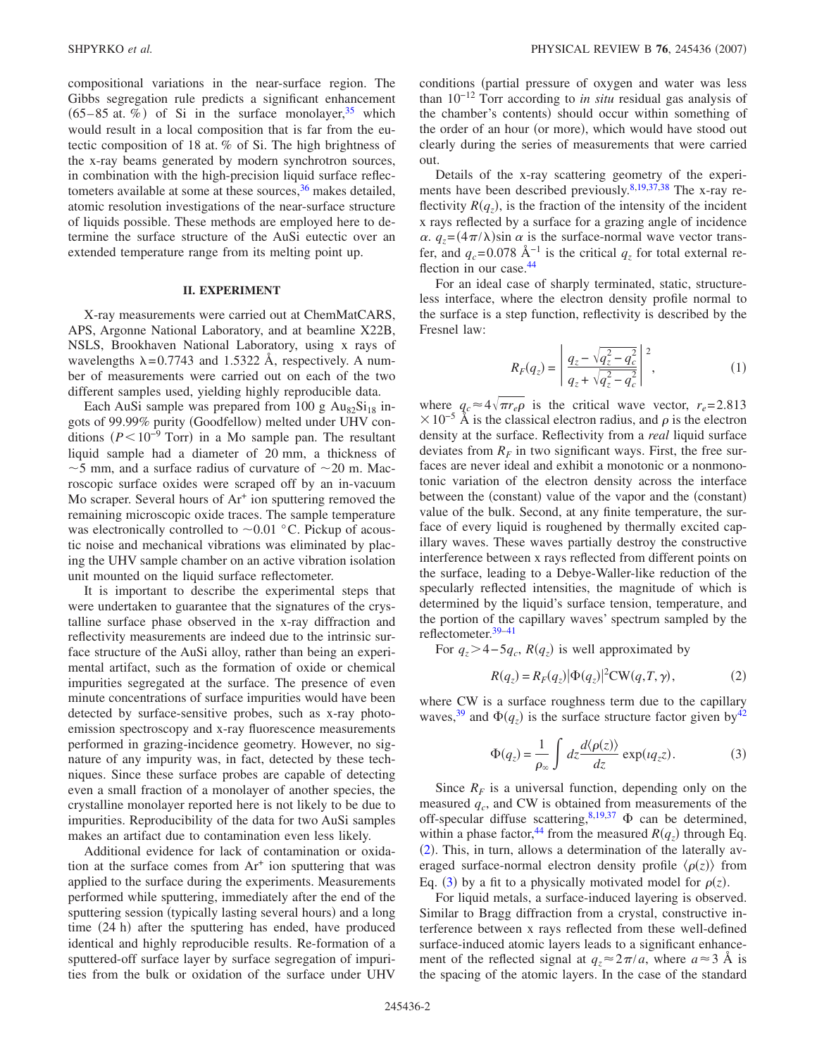compositional variations in the near-surface region. The Gibbs segregation rule predicts a significant enhancement (65–85 at. %) of Si in the surface monolayer,[35] which would result in a local composition that is far from the eutectic composition of 18 at. % of Si. The high brightness of the x-ray beams generated by modern synchrotron sources, in combination with the high-precision liquid surface reflectometers available at some at these sources,[36] makes detailed, atomic resolution investigations of the near-surface structure of liquids possible. These methods are employed here to determine the surface structure of the AuSi eutectic over an extended temperature range from its melting point up.

## II. EXPERIMENT

X-ray measurements were carried out at ChemMatCARS, APS, Argonne National Laboratory, and at beamline X22B, NSLS, Brookhaven National Laboratory, using x rays of wavelengths $\lambda = 0.7743$ and 1.5322 Å, respectively. A number of measurements were carried out on each of the two different samples used, yielding highly reproducible data.

Each AuSi sample was prepared from 100 g $Au_{82}Si_{18}$ ingots of 99.99% purity (Goodfellow) melted under UHV conditions ($P < 10^{-9}$ Torr) in a Mo sample pan. The resultant liquid sample had a diameter of 20 mm, a thickness of $\sim 5$ mm, and a surface radius of curvature of $\sim 20$ m. Macroscopic surface oxides were scraped off by an in-vacuum Mo scraper. Several hours of $Ar^{+}$ ion sputtering removed the remaining microscopic oxide traces. The sample temperature was electronically controlled to $\sim 0.01$ °C. Pickup of acoustic noise and mechanical vibrations was eliminated by placing the UHV sample chamber on an active vibration isolation unit mounted on the liquid surface reflectometer.

It is important to describe the experimental steps that were undertaken to guarantee that the signatures of the crystalline surface phase observed in the x-ray diffraction and reflectivity measurements are indeed due to the intrinsic surface structure of the AuSi alloy, rather than being an experimental artifact, such as the formation of oxide or chemical impurities segregated at the surface. The presence of even minute concentrations of surface impurities would have been detected by surface-sensitive probes, such as x-ray photoemission spectroscopy and x-ray fluorescence measurements performed in grazing-incidence geometry. However, no signature of any impurity was, in fact, detected by these techniques. Since these surface probes are capable of detecting even a small fraction of a monolayer of another species, the crystalline monolayer reported here is not likely to be due to impurities. Reproducibility of the data for two AuSi samples makes an artifact due to contamination even less likely.

Additional evidence for lack of contamination or oxidation at the surface comes from $Ar^{+}$ ion sputtering that was applied to the surface during the experiments. Measurements performed while sputtering, immediately after the end of the sputtering session (typically lasting several hours) and a long time (24 h) after the sputtering has ended, have produced identical and highly reproducible results. Re-formation of a sputtered-off surface layer by surface segregation of impurities from the bulk or oxidation of the surface under UHV conditions (partial pressure of oxygen and water was less than $10^{-12}$ Torr according to *in situ* residual gas analysis of the chamber's contents) should occur within something of the order of an hour (or more), which would have stood out clearly during the series of measurements that were carried out.

Details of the x-ray scattering geometry of the experiments have been described previously.[8,19,37,38] The x-ray reflectivity $R(q_z)$, is the fraction of the intensity of the incident x rays reflected by a surface for a grazing angle of incidence $\alpha$. $q_z = (4\pi/\lambda)\sin\alpha$ is the surface-normal wave vector transfer, and $q_c = 0.078$ Å$^{-1}$ is the critical $q_z$ for total external reflection in our case.[44]

For an ideal case of sharply terminated, static, structureless interface, where the electron density profile normal to the surface is a step function, reflectivity is described by the Fresnel law:

$$R_F(q_z) = \left| \frac{q_z - \sqrt{q_z^2 - q_c^2}}{q_z + \sqrt{q_z^2 - q_c^2}} \right|^2, \tag{1}$$

where $q_c \approx 4\sqrt{\pi r_e \rho}$ is the critical wave vector, $r_e = 2.813 \times 10^{-5}$ Å is the classical electron radius, and $\rho$ is the electron density at the surface. Reflectivity from a *real* liquid surface deviates from $R_F$ in two significant ways. First, the free surfaces are never ideal and exhibit a monotonic or a nonmonotonic variation of the electron density across the interface between the (constant) value of the vapor and the (constant) value of the bulk. Second, at any finite temperature, the surface of every liquid is roughened by thermally excited capillary waves. These waves partially destroy the constructive interference between x rays reflected from different points on the surface, leading to a Debye-Waller-like reduction of the specularly reflected intensities, the magnitude of which is determined by the liquid's surface tension, temperature, and the portion of the capillary waves' spectrum sampled by the reflectometer.[39–41]

For $q_z > 4 - 5q_c$, $R(q_z)$ is well approximated by

$$R(q_z) = R_F(q_z)|\Phi(q_z)|^2 \mathrm{CW}(q, T, \gamma), \tag{2}$$

where CW is a surface roughness term due to the capillary waves,[39] and $\Phi(q_z)$ is the surface structure factor given by[42]

$$\Phi(q_z) = \frac{1}{\rho_\infty} \int dz \frac{d\langle \rho(z) \rangle}{dz} \exp(\imath q_z z). \tag{3}$$

Since $R_F$ is a universal function, depending only on the measured $q_c$, and CW is obtained from measurements of the off-specular diffuse scattering,[8,19,37] $\Phi$ can be determined, within a phase factor,[44] from the measured $R(q_z)$ through Eq. (2). This, in turn, allows a determination of the laterally averaged surface-normal electron density profile $\langle \rho(z) \rangle$ from Eq. (3) by a fit to a physically motivated model for $\rho(z)$.

For liquid metals, a surface-induced layering is observed. Similar to Bragg diffraction from a crystal, constructive interference between x rays reflected from these well-defined surface-induced atomic layers leads to a significant enhancement of the reflected signal at $q_z \approx 2\pi/a$, where $a \approx 3$ Å is the spacing of the atomic layers. In the case of the standard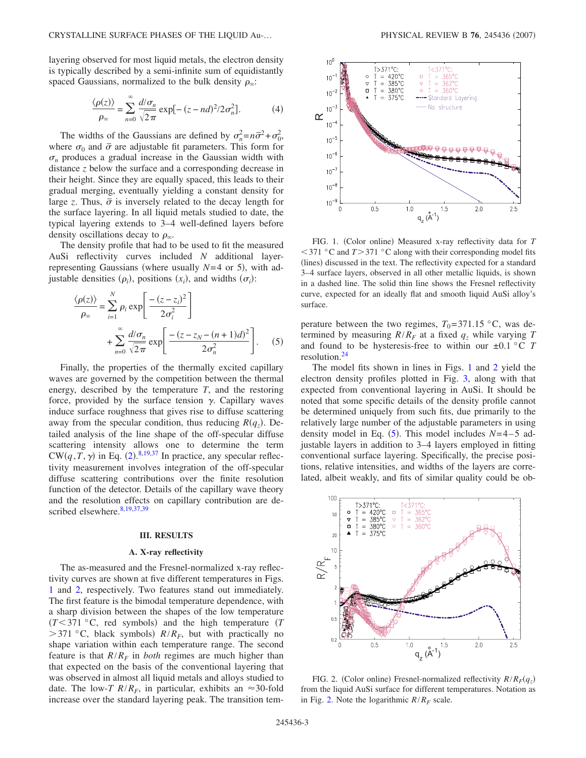layering observed for most liquid metals, the electron density is typically described by a semi-infinite sum of equidistantly spaced Gaussians, normalized to the bulk density $\rho_\infty$:

$$\frac{\langle \rho(z) \rangle}{\rho_\infty} = \sum_{n=0}^{\infty} \frac{d/\sigma_n}{\sqrt{2\pi}} \exp[-(z-nd)^2/2\sigma_n^2]. \quad (4)$$

The widths of the Gaussians are defined by $\sigma_n^2 = n\bar{\sigma}^2 + \sigma_0^2$, where $\sigma_0$ and $\bar{\sigma}$ are adjustable fit parameters. This form for $\sigma_n$ produces a gradual increase in the Gaussian width with distance $z$ below the surface and a corresponding decrease in their height. Since they are equally spaced, this leads to their gradual merging, eventually yielding a constant density for large $z$. Thus, $\bar{\sigma}$ is inversely related to the decay length for the surface layering. In all liquid metals studied to date, the typical layering extends to 3–4 well-defined layers before density oscillations decay to $\rho_\infty$.

The density profile that had to be used to fit the measured AuSi reflectivity curves included $N$ additional layer-representing Gaussians (where usually $N=4$ or 5), with adjustable densities ($\rho_i$), positions ($x_i$), and widths ($\sigma_i$):

$$\frac{\langle \rho(z) \rangle}{\rho_\infty} = \sum_{i=1}^{N} \rho_i \exp\left[\frac{-(z-z_i)^2}{2\sigma_i^2}\right] + \sum_{n=0}^{\infty} \frac{d/\sigma_n}{\sqrt{2\pi}} \exp\left[\frac{-(z-z_N-(n+1)d)^2}{2\sigma_n^2}\right]. \quad (5)$$

Finally, the properties of the thermally excited capillary waves are governed by the competition between the thermal energy, described by the temperature $T$, and the restoring force, provided by the surface tension $\gamma$. Capillary waves induce surface roughness that gives rise to diffuse scattering away from the specular condition, thus reducing $R(q_z)$. Detailed analysis of the line shape of the off-specular diffuse scattering intensity allows one to determine the term $\text{CW}(q,T,\gamma)$ in Eq. (2).[8,19,37] In practice, any specular reflectivity measurement involves integration of the off-specular diffuse scattering contributions over the finite resolution function of the detector. Details of the capillary wave theory and the resolution effects on capillary contribution are described elsewhere.[8,19,37,39]

## III. RESULTS

### A. X-ray reflectivity

The as-measured and the Fresnel-normalized x-ray reflectivity curves are shown at five different temperatures in Figs. 1 and 2, respectively. Two features stand out immediately. The first feature is the bimodal temperature dependence, with a sharp division between the shapes of the low temperature ($T<371$ °C, red symbols) and the high temperature ($T>371$ °C, black symbols) $R/R_F$, but with practically no shape variation within each temperature range. The second feature is that $R/R_F$ in *both* regimes are much higher than that expected on the basis of the conventional layering that was observed in almost all liquid metals and alloys studied to date. The low-$T$ $R/R_F$, in particular, exhibits an $\approx$30-fold increase over the standard layering peak. The transition temperature between the two regimes, $T_0=371.15$ °C, was determined by measuring $R/R_F$ at a fixed $q_z$ while varying $T$ and found to be hysteresis-free to within our $\pm 0.1$ °C $T$ resolution.[24]

FIG. 1. (Color online) Measured x-ray reflectivity data for $T<371$ °C and $T>371$ °C along with their corresponding model fits (lines) discussed in the text. The reflectivity expected for a standard 3–4 surface layers, observed in all other metallic liquids, is shown in a dashed line. The solid thin line shows the Fresnel reflectivity curve, expected for an ideally flat and smooth liquid AuSi alloy's surface.

The model fits shown in lines in Figs. 1 and 2 yield the electron density profiles plotted in Fig. 3, along with that expected from conventional layering in AuSi. It should be noted that some specific details of the density profile cannot be determined uniquely from such fits, due primarily to the relatively large number of the adjustable parameters in using density model in Eq. (5). This model includes $N=4$–5 adjustable layers in addition to 3–4 layers employed in fitting conventional surface layering. Specifically, the precise positions, relative intensities, and widths of the layers are correlated, albeit weakly, and fits of similar quality could be ob-

FIG. 2. (Color online) Fresnel-normalized reflectivity $R/R_F(q_z)$ from the liquid AuSi surface for different temperatures. Notation as in Fig. 2. Note the logarithmic $R/R_F$ scale.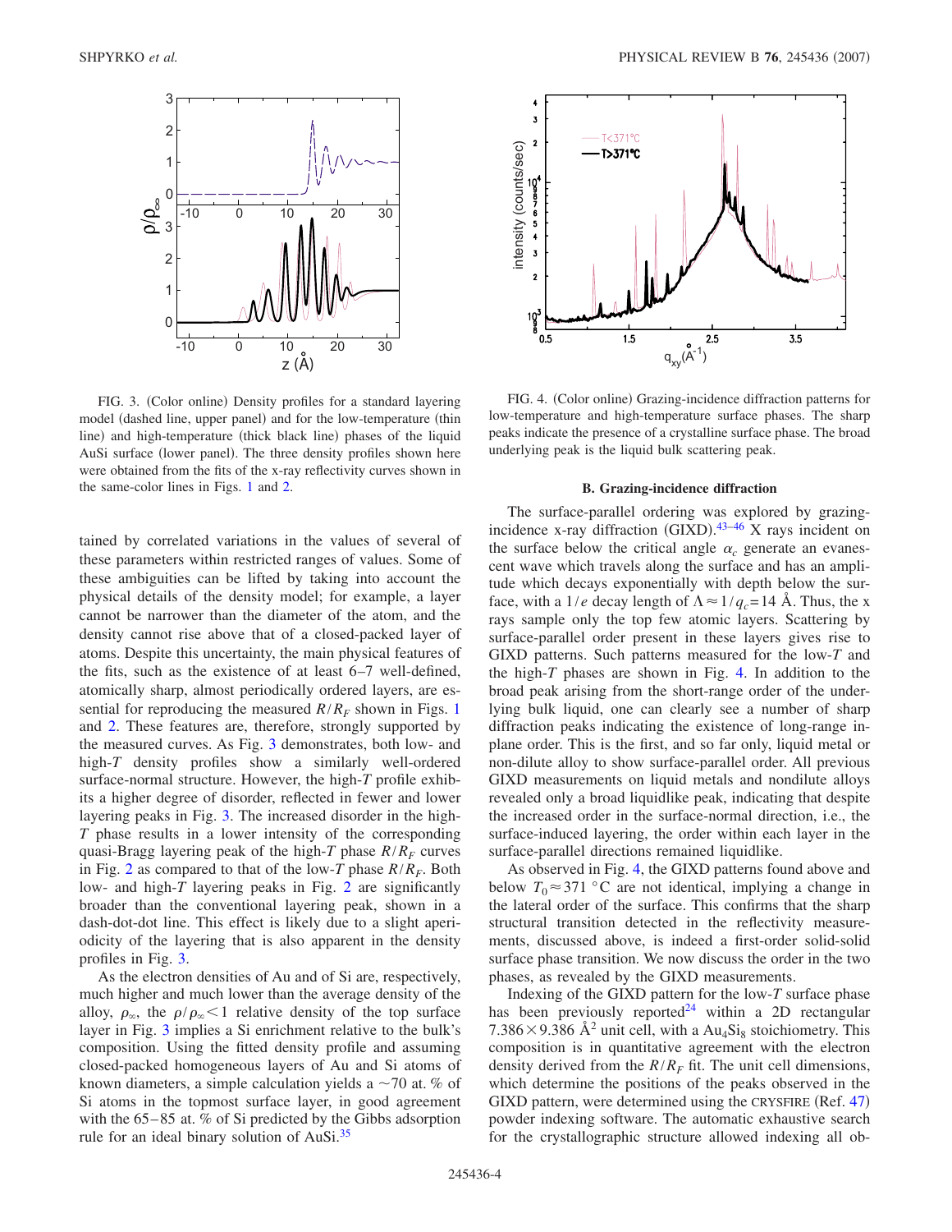FIG. 3. (Color online) Density profiles for a standard layering model (dashed line, upper panel) and for the low-temperature (thin line) and high-temperature (thick black line) phases of the liquid AuSi surface (lower panel). The three density profiles shown here were obtained from the fits of the x-ray reflectivity curves shown in the same-color lines in Figs. 1 and 2.

FIG. 4. (Color online) Grazing-incidence diffraction patterns for low-temperature and high-temperature surface phases. The sharp peaks indicate the presence of a crystalline surface phase. The broad underlying peak is the liquid bulk scattering peak.

tained by correlated variations in the values of several of these parameters within restricted ranges of values. Some of these ambiguities can be lifted by taking into account the physical details of the density model; for example, a layer cannot be narrower than the diameter of the atom, and the density cannot rise above that of a closed-packed layer of atoms. Despite this uncertainty, the main physical features of the fits, such as the existence of at least 6–7 well-defined, atomically sharp, almost periodically ordered layers, are essential for reproducing the measured $R/R_F$ shown in Figs. 1 and 2. These features are, therefore, strongly supported by the measured curves. As Fig. 3 demonstrates, both low- and high-$T$ density profiles show a similarly well-ordered surface-normal structure. However, the high-$T$ profile exhibits a higher degree of disorder, reflected in fewer and lower layering peaks in Fig. 3. The increased disorder in the high-$T$ phase results in a lower intensity of the corresponding quasi-Bragg layering peak of the high-$T$ phase $R/R_F$ curves in Fig. 2 as compared to that of the low-$T$ phase $R/R_F$. Both low- and high-$T$ layering peaks in Fig. 2 are significantly broader than the conventional layering peak, shown in a dash-dot-dot line. This effect is likely due to a slight aperiodicity of the layering that is also apparent in the density profiles in Fig. 3.

As the electron densities of Au and of Si are, respectively, much higher and much lower than the average density of the alloy, $\rho_\infty$, the $\rho/\rho_\infty < 1$ relative density of the top surface layer in Fig. 3 implies a Si enrichment relative to the bulk's composition. Using the fitted density profile and assuming closed-packed homogeneous layers of Au and Si atoms of known diameters, a simple calculation yields a ~70 at. % of Si atoms in the topmost surface layer, in good agreement with the 65–85 at. % of Si predicted by the Gibbs adsorption rule for an ideal binary solution of AuSi.[35]

### B. Grazing-incidence diffraction

The surface-parallel ordering was explored by grazing-incidence x-ray diffraction (GIXD).[43–46] X rays incident on the surface below the critical angle $\alpha_c$ generate an evanescent wave which travels along the surface and has an amplitude which decays exponentially with depth below the surface, with a $1/e$ decay length of $\Lambda \approx 1/q_c = 14$ Å. Thus, the x rays sample only the top few atomic layers. Scattering by surface-parallel order present in these layers gives rise to GIXD patterns. Such patterns measured for the low-$T$ and the high-$T$ phases are shown in Fig. 4. In addition to the broad peak arising from the short-range order of the underlying bulk liquid, one can clearly see a number of sharp diffraction peaks indicating the existence of long-range in-plane order. This is the first, and so far only, liquid metal or non-dilute alloy to show surface-parallel order. All previous GIXD measurements on liquid metals and nondilute alloys revealed only a broad liquidlike peak, indicating that despite the increased order in the surface-normal direction, i.e., the surface-induced layering, the order within each layer in the surface-parallel directions remained liquidlike.

As observed in Fig. 4, the GIXD patterns found above and below $T_0 \approx 371$ °C are not identical, implying a change in the lateral order of the surface. This confirms that the sharp structural transition detected in the reflectivity measurements, discussed above, is indeed a first-order solid-solid surface phase transition. We now discuss the order in the two phases, as revealed by the GIXD measurements.

Indexing of the GIXD pattern for the low-$T$ surface phase has been previously reported[24] within a 2D rectangular $7.386 \times 9.386$ Å$^2$ unit cell, with a $Au_4Si_8$ stoichiometry. This composition is in quantitative agreement with the electron density derived from the $R/R_F$ fit. The unit cell dimensions, which determine the positions of the peaks observed in the GIXD pattern, were determined using the CRYSFIRE (Ref. 47) powder indexing software. The automatic exhaustive search for the crystallographic structure allowed indexing all ob-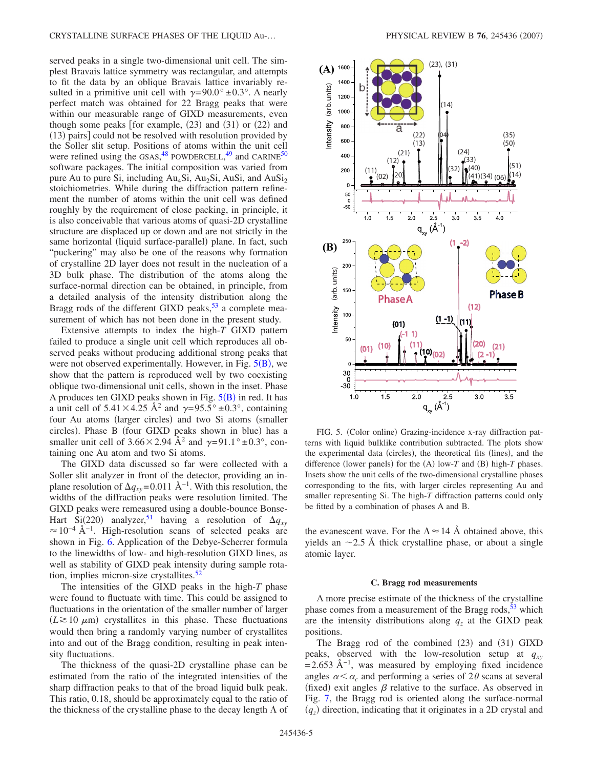served peaks in a single two-dimensional unit cell. The simplest Bravais lattice symmetry was rectangular, and attempts to fit the data by an oblique Bravais lattice invariably resulted in a primitive unit cell with $\gamma = 90.0° \pm 0.3°$. A nearly perfect match was obtained for 22 Bragg peaks that were within our measurable range of GIXD measurements, even though some peaks [for example, (23) and (31) or (22) and (13) pairs] could not be resolved with resolution provided by the Soller slit setup. Positions of atoms within the unit cell were refined using the GSAS,[48] POWDERCELL,[49] and CARINE[50] software packages. The initial composition was varied from pure Au to pure Si, including $Au_4Si$, $Au_2Si$, AuSi, and $AuSi_2$ stoichiometries. While during the diffraction pattern refinement the number of atoms within the unit cell was defined roughly by the requirement of close packing, in principle, it is also conceivable that various atoms of quasi-2D crystalline structure are displaced up or down and are not strictly in the same horizontal (liquid surface-parallel) plane. In fact, such "puckering" may also be one of the reasons why formation of crystalline 2D layer does not result in the nucleation of a 3D bulk phase. The distribution of the atoms along the surface-normal direction can be obtained, in principle, from a detailed analysis of the intensity distribution along the Bragg rods of the different GIXD peaks,[53] a complete measurement of which has not been done in the present study.

Extensive attempts to index the high-$T$ GIXD pattern failed to produce a single unit cell which reproduces all observed peaks without producing additional strong peaks that were not observed experimentally. However, in Fig. 5(B), we show that the pattern is reproduced well by two coexisting oblique two-dimensional unit cells, shown in the inset. Phase A produces ten GIXD peaks shown in Fig. 5(B) in red. It has a unit cell of $5.41 \times 4.25$ Å$^2$ and $\gamma = 95.5° \pm 0.3°$, containing four Au atoms (larger circles) and two Si atoms (smaller circles). Phase B (four GIXD peaks shown in blue) has a smaller unit cell of $3.66 \times 2.94$ Å$^2$ and $\gamma = 91.1° \pm 0.3°$, containing one Au atom and two Si atoms.

The GIXD data discussed so far were collected with a Soller slit analyzer in front of the detector, providing an in-plane resolution of $\Delta q_{xy} = 0.011$ Å$^{-1}$. With this resolution, the widths of the diffraction peaks were resolution limited. The GIXD peaks were remeasured using a double-bounce Bonse-Hart Si(220) analyzer,[51] having a resolution of $\Delta q_{xy} \approx 10^{-4}$ Å$^{-1}$. High-resolution scans of selected peaks are shown in Fig. 6. Application of the Debye-Scherrer formula to the linewidths of low- and high-resolution GIXD lines, as well as stability of GIXD peak intensity during sample rotation, implies micron-size crystallites.[52]

The intensities of the GIXD peaks in the high-$T$ phase were found to fluctuate with time. This could be assigned to fluctuations in the orientation of the smaller number of larger ($L \gtrsim 10$ $\mu$m) crystallites in this phase. These fluctuations would then bring a randomly varying number of crystallites into and out of the Bragg condition, resulting in peak intensity fluctuations.

The thickness of the quasi-2D crystalline phase can be estimated from the ratio of the integrated intensities of the sharp diffraction peaks to that of the broad liquid bulk peak. This ratio, 0.18, should be approximately equal to the ratio of the thickness of the crystalline phase to the decay length $\Lambda$ of the evanescent wave. For the $\Lambda \approx 14$ Å obtained above, this yields an $\sim$2.5 Å thick crystalline phase, or about a single atomic layer.

FIG. 5. (Color online) Grazing-incidence x-ray diffraction patterns with liquid bulklike contribution subtracted. The plots show the experimental data (circles), the theoretical fits (lines), and the difference (lower panels) for the (A) low-$T$ and (B) high-$T$ phases. Insets show the unit cells of the two-dimensional crystalline phases corresponding to the fits, with larger circles representing Au and smaller representing Si. The high-$T$ diffraction patterns could only be fitted by a combination of phases A and B.

### C. Bragg rod measurements

A more precise estimate of the thickness of the crystalline phase comes from a measurement of the Bragg rods,[53] which are the intensity distributions along $q_z$ at the GIXD peak positions.

The Bragg rod of the combined (23) and (31) GIXD peaks, observed with the low-resolution setup at $q_{xy} = 2.653$ Å$^{-1}$, was measured by employing fixed incidence angles $\alpha < \alpha_c$ and performing a series of $2\theta$ scans at several (fixed) exit angles $\beta$ relative to the surface. As observed in Fig. 7, the Bragg rod is oriented along the surface-normal ($q_z$) direction, indicating that it originates in a 2D crystal and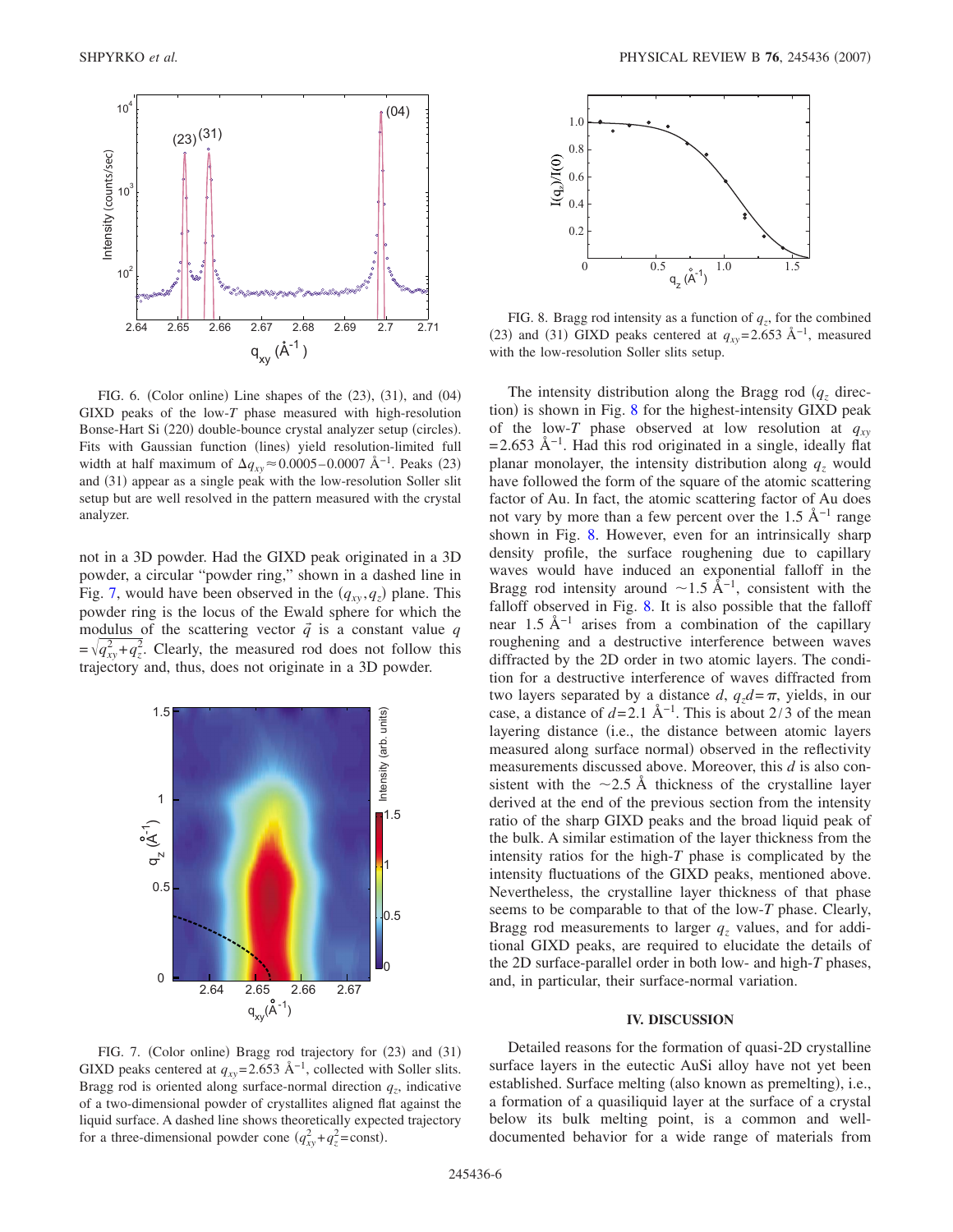FIG. 6. (Color online) Line shapes of the (23), (31), and (04) GIXD peaks of the low-$T$ phase measured with high-resolution Bonse-Hart Si (220) double-bounce crystal analyzer setup (circles). Fits with Gaussian function (lines) yield resolution-limited full width at half maximum of $\Delta q_{xy} \approx 0.0005 - 0.0007$ Å$^{-1}$. Peaks (23) and (31) appear as a single peak with the low-resolution Soller slit setup but are well resolved in the pattern measured with the crystal analyzer.

not in a 3D powder. Had the GIXD peak originated in a 3D powder, a circular "powder ring," shown in a dashed line in Fig. 7, would have been observed in the $(q_{xy}, q_z)$ plane. This powder ring is the locus of the Ewald sphere for which the modulus of the scattering vector $\vec{q}$ is a constant value $q = \sqrt{q_{xy}^2 + q_z^2}$. Clearly, the measured rod does not follow this trajectory and, thus, does not originate in a 3D powder.

FIG. 7. (Color online) Bragg rod trajectory for (23) and (31) GIXD peaks centered at $q_{xy} = 2.653$ Å$^{-1}$, collected with Soller slits. Bragg rod is oriented along surface-normal direction $q_z$, indicative of a two-dimensional powder of crystallites aligned flat against the liquid surface. A dashed line shows theoretically expected trajectory for a three-dimensional powder cone ($q_{xy}^2 + q_z^2 = \text{const}$).

FIG. 8. Bragg rod intensity as a function of $q_z$, for the combined (23) and (31) GIXD peaks centered at $q_{xy} = 2.653$ Å$^{-1}$, measured with the low-resolution Soller slits setup.

The intensity distribution along the Bragg rod ($q_z$ direction) is shown in Fig. 8 for the highest-intensity GIXD peak of the low-$T$ phase observed at low resolution at $q_{xy} = 2.653$ Å$^{-1}$. Had this rod originated in a single, ideally flat planar monolayer, the intensity distribution along $q_z$ would have followed the form of the square of the atomic scattering factor of Au. In fact, the atomic scattering factor of Au does not vary by more than a few percent over the 1.5 Å$^{-1}$ range shown in Fig. 8. However, even for an intrinsically sharp density profile, the surface roughening due to capillary waves would have induced an exponential falloff in the Bragg rod intensity around $\sim$1.5 Å$^{-1}$, consistent with the falloff observed in Fig. 8. It is also possible that the falloff near 1.5 Å$^{-1}$ arises from a combination of the capillary roughening and a destructive interference between waves diffracted by the 2D order in two atomic layers. The condition for a destructive interference of waves diffracted from two layers separated by a distance $d$, $q_z d = \pi$, yields, in our case, a distance of $d = 2.1$ Å$^{-1}$. This is about 2/3 of the mean layering distance (i.e., the distance between atomic layers measured along surface normal) observed in the reflectivity measurements discussed above. Moreover, this $d$ is also consistent with the $\sim$2.5 Å thickness of the crystalline layer derived at the end of the previous section from the intensity ratio of the sharp GIXD peaks and the broad liquid peak of the bulk. A similar estimation of the layer thickness from the intensity ratios for the high-$T$ phase is complicated by the intensity fluctuations of the GIXD peaks, mentioned above. Nevertheless, the crystalline layer thickness of that phase seems to be comparable to that of the low-$T$ phase. Clearly, Bragg rod measurements to larger $q_z$ values, and for additional GIXD peaks, are required to elucidate the details of the 2D surface-parallel order in both low- and high-$T$ phases, and, in particular, their surface-normal variation.

## IV. DISCUSSION

Detailed reasons for the formation of quasi-2D crystalline surface layers in the eutectic AuSi alloy have not yet been established. Surface melting (also known as premelting), i.e., a formation of a quasiliquid layer at the surface of a crystal below its bulk melting point, is a common and well-documented behavior for a wide range of materials from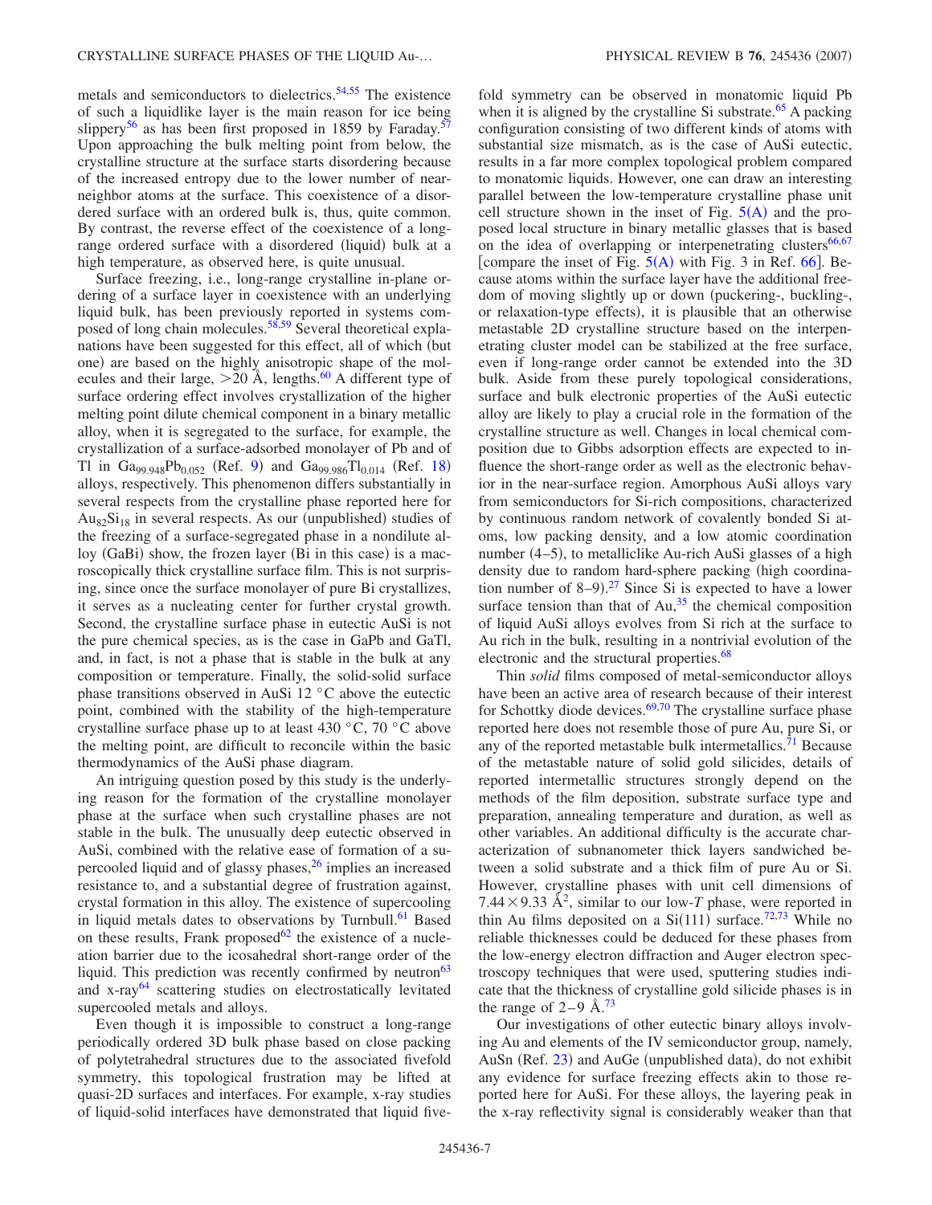metals and semiconductors to dielectrics.[54,55] The existence of such a liquidlike layer is the main reason for ice being slippery[56] as has been first proposed in 1859 by Faraday.[57] Upon approaching the bulk melting point from below, the crystalline structure at the surface starts disordering because of the increased entropy due to the lower number of near-neighbor atoms at the surface. This coexistence of a disordered surface with an ordered bulk is, thus, quite common. By contrast, the reverse effect of the coexistence of a long-range ordered surface with a disordered (liquid) bulk at a high temperature, as observed here, is quite unusual.

Surface freezing, i.e., long-range crystalline in-plane ordering of a surface layer in coexistence with an underlying liquid bulk, has been previously reported in systems composed of long chain molecules.[58,59] Several theoretical explanations have been suggested for this effect, all of which (but one) are based on the highly anisotropic shape of the molecules and their large, $>20$ Å, lengths.[60] A different type of surface ordering effect involves crystallization of the higher melting point dilute chemical component in a binary metallic alloy, when it is segregated to the surface, for example, the crystallization of a surface-adsorbed monolayer of Pb and of Tl in $Ga_{99.948}Pb_{0.052}$ (Ref. 9) and $Ga_{99.986}Tl_{0.014}$ (Ref. 18) alloys, respectively. This phenomenon differs substantially in several respects from the crystalline phase reported here for $Au_{82}Si_{18}$ in several respects. As our (unpublished) studies of the freezing of a surface-segregated phase in a nondilute alloy (GaBi) show, the frozen layer (Bi in this case) is a macroscopically thick crystalline surface film. This is not surprising, since once the surface monolayer of pure Bi crystallizes, it serves as a nucleating center for further crystal growth. Second, the crystalline surface phase in eutectic AuSi is not the pure chemical species, as is the case in GaPb and GaTl, and, in fact, is not a phase that is stable in the bulk at any composition or temperature. Finally, the solid-solid surface phase transitions observed in AuSi 12 °C above the eutectic point, combined with the stability of the high-temperature crystalline surface phase up to at least 430 °C, 70 °C above the melting point, are difficult to reconcile within the basic thermodynamics of the AuSi phase diagram.

An intriguing question posed by this study is the underlying reason for the formation of the crystalline monolayer phase at the surface when such crystalline phases are not stable in the bulk. The unusually deep eutectic observed in AuSi, combined with the relative ease of formation of a supercooled liquid and of glassy phases,[26] implies an increased resistance to, and a substantial degree of frustration against, crystal formation in this alloy. The existence of supercooling in liquid metals dates to observations by Turnbull.[61] Based on these results, Frank proposed[62] the existence of a nucleation barrier due to the icosahedral short-range order of the liquid. This prediction was recently confirmed by neutron[63] and x-ray[64] scattering studies on electrostatically levitated supercooled metals and alloys.

Even though it is impossible to construct a long-range periodically ordered 3D bulk phase based on close packing of polytetrahedral structures due to the associated fivefold symmetry, this topological frustration may be lifted at quasi-2D surfaces and interfaces. For example, x-ray studies of liquid-solid interfaces have demonstrated that liquid fivefold symmetry can be observed in monatomic liquid Pb when it is aligned by the crystalline Si substrate.[65] A packing configuration consisting of two different kinds of atoms with substantial size mismatch, as is the case of AuSi eutectic, results in a far more complex topological problem compared to monatomic liquids. However, one can draw an interesting parallel between the low-temperature crystalline phase unit cell structure shown in the inset of Fig. 5(A) and the proposed local structure in binary metallic glasses that is based on the idea of overlapping or interpenetrating clusters[66,67] [compare the inset of Fig. 5(A) with Fig. 3 in Ref. 66]. Because atoms within the surface layer have the additional freedom of moving slightly up or down (puckering-, buckling-, or relaxation-type effects), it is plausible that an otherwise metastable 2D crystalline structure based on the interpenetrating cluster model can be stabilized at the free surface, even if long-range order cannot be extended into the 3D bulk. Aside from these purely topological considerations, surface and bulk electronic properties of the AuSi eutectic alloy are likely to play a crucial role in the formation of the crystalline structure as well. Changes in local chemical composition due to Gibbs adsorption effects are expected to influence the short-range order as well as the electronic behavior in the near-surface region. Amorphous AuSi alloys vary from semiconductors for Si-rich compositions, characterized by continuous random network of covalently bonded Si atoms, low packing density, and a low atomic coordination number (4–5), to metalliclike Au-rich AuSi glasses of a high density due to random hard-sphere packing (high coordination number of 8–9).[27] Since Si is expected to have a lower surface tension than that of Au,[35] the chemical composition of liquid AuSi alloys evolves from Si rich at the surface to Au rich in the bulk, resulting in a nontrivial evolution of the electronic and the structural properties.[68]

Thin *solid* films composed of metal-semiconductor alloys have been an active area of research because of their interest for Schottky diode devices.[69,70] The crystalline surface phase reported here does not resemble those of pure Au, pure Si, or any of the reported metastable bulk intermetallics.[71] Because of the metastable nature of solid gold silicides, details of reported intermetallic structures strongly depend on the methods of the film deposition, substrate surface type and preparation, annealing temperature and duration, as well as other variables. An additional difficulty is the accurate characterization of subnanometer thick layers sandwiched between a solid substrate and a thick film of pure Au or Si. However, crystalline phases with unit cell dimensions of $7.44\times 9.33$ Å$^2$, similar to our low-$T$ phase, were reported in thin Au films deposited on a Si(111) surface.[72,73] While no reliable thicknesses could be deduced for these phases from the low-energy electron diffraction and Auger electron spectroscopy techniques that were used, sputtering studies indicate that the thickness of crystalline gold silicide phases is in the range of 2–9 Å.[73]

Our investigations of other eutectic binary alloys involving Au and elements of the IV semiconductor group, namely, AuSn (Ref. 23) and AuGe (unpublished data), do not exhibit any evidence for surface freezing effects akin to those reported here for AuSi. For these alloys, the layering peak in the x-ray reflectivity signal is considerably weaker than that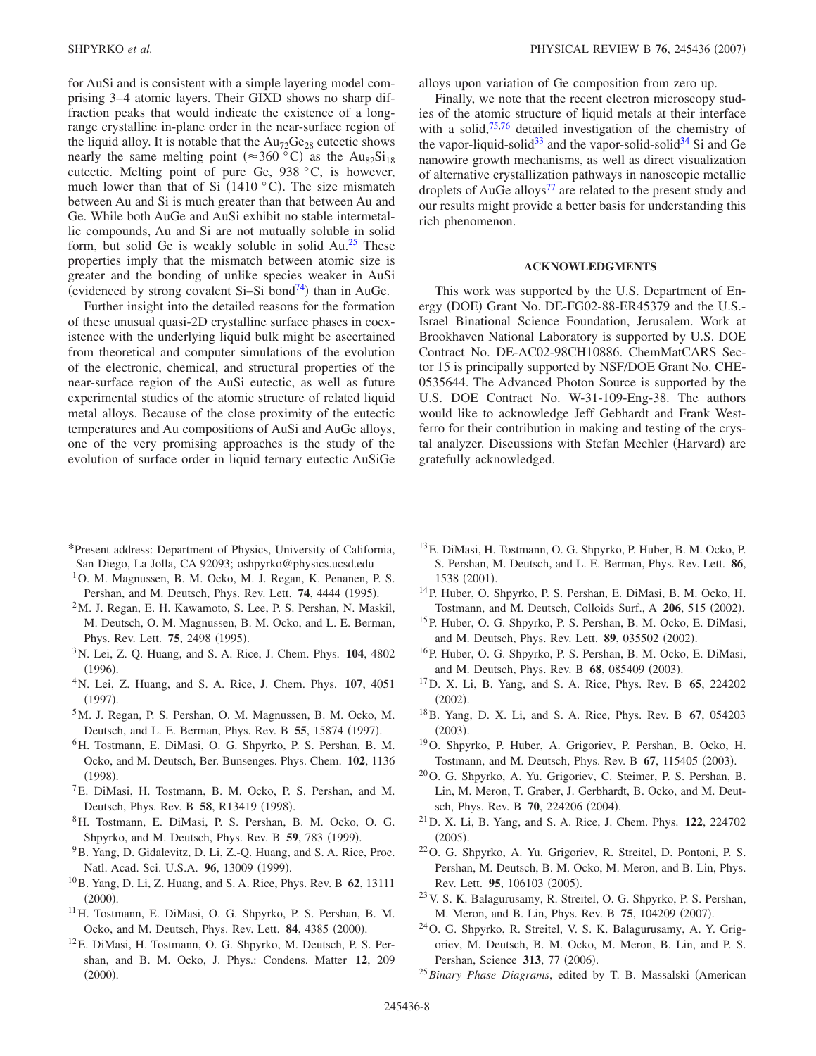for AuSi and is consistent with a simple layering model comprising 3–4 atomic layers. Their GIXD shows no sharp diffraction peaks that would indicate the existence of a long-range crystalline in-plane order in the near-surface region of the liquid alloy. It is notable that the $Au_{72}Ge_{28}$ eutectic shows nearly the same melting point ($\approx 360$ °C) as the $Au_{82}Si_{18}$ eutectic. Melting point of pure Ge, 938 °C, is however, much lower than that of Si (1410 °C). The size mismatch between Au and Si is much greater than that between Au and Ge. While both AuGe and AuSi exhibit no stable intermetallic compounds, Au and Si are not mutually soluble in solid form, but solid Ge is weakly soluble in solid Au.[25] These properties imply that the mismatch between atomic size is greater and the bonding of unlike species weaker in AuSi (evidenced by strong covalent Si–Si bond[74]) than in AuGe.

Further insight into the detailed reasons for the formation of these unusual quasi-2D crystalline surface phases in coexistence with the underlying liquid bulk might be ascertained from theoretical and computer simulations of the evolution of the electronic, chemical, and structural properties of the near-surface region of the AuSi eutectic, as well as future experimental studies of the atomic structure of related liquid metal alloys. Because of the close proximity of the eutectic temperatures and Au compositions of AuSi and AuGe alloys, one of the very promising approaches is the study of the evolution of surface order in liquid ternary eutectic AuSiGe alloys upon variation of Ge composition from zero up.

Finally, we note that the recent electron microscopy studies of the atomic structure of liquid metals at their interface with a solid,[75,76] detailed investigation of the chemistry of the vapor-liquid-solid[33] and the vapor-solid-solid[34] Si and Ge nanowire growth mechanisms, as well as direct visualization of alternative crystallization pathways in nanoscopic metallic droplets of AuGe alloys[77] are related to the present study and our results might provide a better basis for understanding this rich phenomenon.

## ACKNOWLEDGMENTS

This work was supported by the U.S. Department of Energy (DOE) Grant No. DE-FG02-88-ER45379 and the U.S.-Israel Binational Science Foundation, Jerusalem. Work at Brookhaven National Laboratory is supported by U.S. DOE Contract No. DE-AC02-98CH10886. ChemMatCARS Sector 15 is principally supported by NSF/DOE Grant No. CHE-0535644. The Advanced Photon Source is supported by the U.S. DOE Contract No. W-31-109-Eng-38. The authors would like to acknowledge Jeff Gebhardt and Frank Westferro for their contribution in making and testing of the crystal analyzer. Discussions with Stefan Mechler (Harvard) are gratefully acknowledged.

---

*Present address: Department of Physics, University of California, San Diego, La Jolla, CA 92093; oshpyrko@physics.ucsd.edu

[1] O. M. Magnussen, B. M. Ocko, M. J. Regan, K. Penanen, P. S. Pershan, and M. Deutsch, Phys. Rev. Lett. **74**, 4444 (1995).

[2] M. J. Regan, E. H. Kawamoto, S. Lee, P. S. Pershan, N. Maskil, M. Deutsch, O. M. Magnussen, B. M. Ocko, and L. E. Berman, Phys. Rev. Lett. **75**, 2498 (1995).

[3] N. Lei, Z. Q. Huang, and S. A. Rice, J. Chem. Phys. **104**, 4802 (1996).

[4] N. Lei, Z. Huang, and S. A. Rice, J. Chem. Phys. **107**, 4051 (1997).

[5] M. J. Regan, P. S. Pershan, O. M. Magnussen, B. M. Ocko, M. Deutsch, and L. E. Berman, Phys. Rev. B **55**, 15874 (1997).

[6] H. Tostmann, E. DiMasi, O. G. Shpyrko, P. S. Pershan, B. M. Ocko, and M. Deutsch, Ber. Bunsenges. Phys. Chem. **102**, 1136 (1998).

[7] E. DiMasi, H. Tostmann, B. M. Ocko, P. S. Pershan, and M. Deutsch, Phys. Rev. B **58**, R13419 (1998).

[8] H. Tostmann, E. DiMasi, P. S. Pershan, B. M. Ocko, O. G. Shpyrko, and M. Deutsch, Phys. Rev. B **59**, 783 (1999).

[9] B. Yang, D. Gidalevitz, D. Li, Z.-Q. Huang, and S. A. Rice, Proc. Natl. Acad. Sci. U.S.A. **96**, 13009 (1999).

[10] B. Yang, D. Li, Z. Huang, and S. A. Rice, Phys. Rev. B **62**, 13111 (2000).

[11] H. Tostmann, E. DiMasi, O. G. Shpyrko, P. S. Pershan, B. M. Ocko, and M. Deutsch, Phys. Rev. Lett. **84**, 4385 (2000).

[12] E. DiMasi, H. Tostmann, O. G. Shpyrko, M. Deutsch, P. S. Pershan, and B. M. Ocko, J. Phys.: Condens. Matter **12**, 209 (2000).

[13] E. DiMasi, H. Tostmann, O. G. Shpyrko, P. Huber, B. M. Ocko, P. S. Pershan, M. Deutsch, and L. E. Berman, Phys. Rev. Lett. **86**, 1538 (2001).

[14] P. Huber, O. Shpyrko, P. S. Pershan, E. DiMasi, B. M. Ocko, H. Tostmann, and M. Deutsch, Colloids Surf., A **206**, 515 (2002).

[15] P. Huber, O. G. Shpyrko, P. S. Pershan, B. M. Ocko, E. DiMasi, and M. Deutsch, Phys. Rev. Lett. **89**, 035502 (2002).

[16] P. Huber, O. G. Shpyrko, P. S. Pershan, B. M. Ocko, E. DiMasi, and M. Deutsch, Phys. Rev. B **68**, 085409 (2003).

[17] D. X. Li, B. Yang, and S. A. Rice, Phys. Rev. B **65**, 224202 (2002).

[18] B. Yang, D. X. Li, and S. A. Rice, Phys. Rev. B **67**, 054203 (2003).

[19] O. Shpyrko, P. Huber, A. Grigoriev, P. Pershan, B. Ocko, H. Tostmann, and M. Deutsch, Phys. Rev. B **67**, 115405 (2003).

[20] O. G. Shpyrko, A. Yu. Grigoriev, C. Steimer, P. S. Pershan, B. Lin, M. Meron, T. Graber, J. Gerbhardt, B. Ocko, and M. Deutsch, Phys. Rev. B **70**, 224206 (2004).

[21] D. X. Li, B. Yang, and S. A. Rice, J. Chem. Phys. **122**, 224702 (2005).

[22] O. G. Shpyrko, A. Yu. Grigoriev, R. Streitel, D. Pontoni, P. S. Pershan, M. Deutsch, B. M. Ocko, M. Meron, and B. Lin, Phys. Rev. Lett. **95**, 106103 (2005).

[23] V. S. K. Balagurusamy, R. Streitel, O. G. Shpyrko, P. S. Pershan, M. Meron, and B. Lin, Phys. Rev. B **75**, 104209 (2007).

[24] O. G. Shpyrko, R. Streitel, V. S. K. Balagurusamy, A. Y. Grigoriev, M. Deutsch, B. M. Ocko, M. Meron, B. Lin, and P. S. Pershan, Science **313**, 77 (2006).

[25] *Binary Phase Diagrams*, edited by T. B. Massalski (American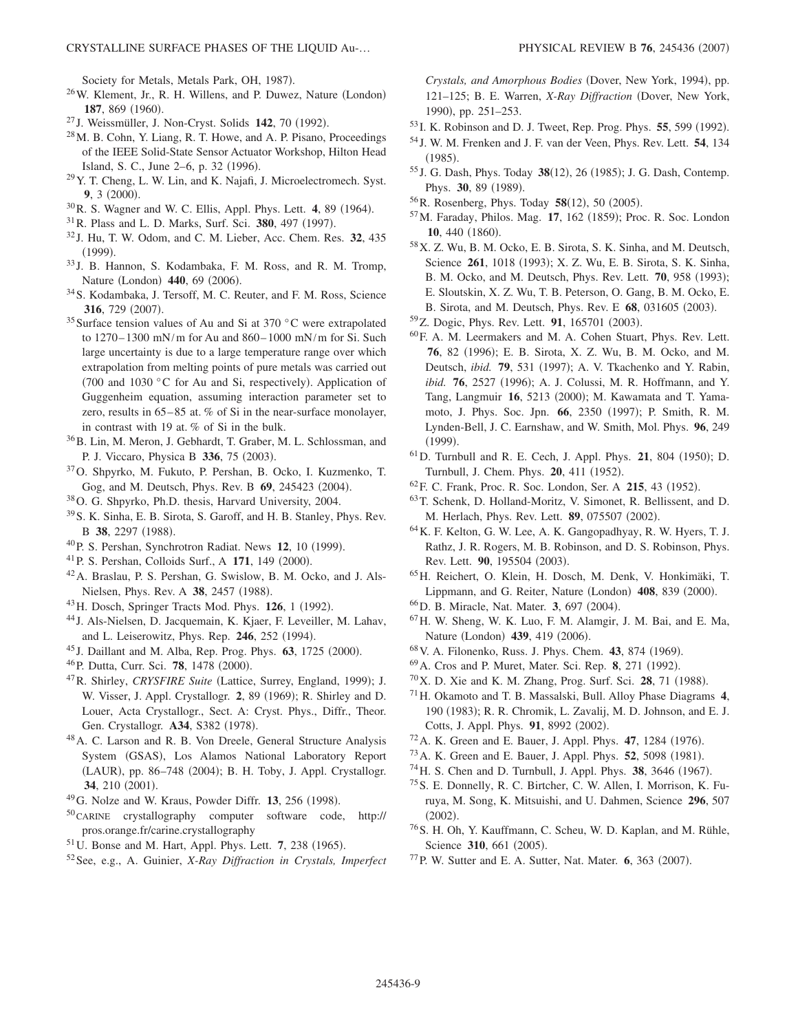Society for Metals, Metals Park, OH, 1987).

[26] W. Klement, Jr., R. H. Willens, and P. Duwez, Nature (London) **187**, 869 (1960).

[27] J. Weissmüller, J. Non-Cryst. Solids **142**, 70 (1992).

[28] M. B. Cohn, Y. Liang, R. T. Howe, and A. P. Pisano, Proceedings of the IEEE Solid-State Sensor Actuator Workshop, Hilton Head Island, S. C., June 2–6, p. 32 (1996).

[29] Y. T. Cheng, L. W. Lin, and K. Najafi, J. Microelectromech. Syst. **9**, 3 (2000).

[30] R. S. Wagner and W. C. Ellis, Appl. Phys. Lett. **4**, 89 (1964).

[31] R. Plass and L. D. Marks, Surf. Sci. **380**, 497 (1997).

[32] J. Hu, T. W. Odom, and C. M. Lieber, Acc. Chem. Res. **32**, 435 (1999).

[33] J. B. Hannon, S. Kodambaka, F. M. Ross, and R. M. Tromp, Nature (London) **440**, 69 (2006).

[34] S. Kodambaka, J. Tersoff, M. C. Reuter, and F. M. Ross, Science **316**, 729 (2007).

[35] Surface tension values of Au and Si at 370 °C were extrapolated to 1270–1300 mN/m for Au and 860–1000 mN/m for Si. Such large uncertainty is due to a large temperature range over which extrapolation from melting points of pure metals was carried out (700 and 1030 °C for Au and Si, respectively). Application of Guggenheim equation, assuming interaction parameter set to zero, results in 65–85 at. % of Si in the near-surface monolayer, in contrast with 19 at. % of Si in the bulk.

[36] B. Lin, M. Meron, J. Gebhardt, T. Graber, M. L. Schlossman, and P. J. Viccaro, Physica B **336**, 75 (2003).

[37] O. Shpyrko, M. Fukuto, P. Pershan, B. Ocko, I. Kuzmenko, T. Gog, and M. Deutsch, Phys. Rev. B **69**, 245423 (2004).

[38] O. G. Shpyrko, Ph.D. thesis, Harvard University, 2004.

[39] S. K. Sinha, E. B. Sirota, S. Garoff, and H. B. Stanley, Phys. Rev. B **38**, 2297 (1988).

[40] P. S. Pershan, Synchrotron Radiat. News **12**, 10 (1999).

[41] P. S. Pershan, Colloids Surf., A **171**, 149 (2000).

[42] A. Braslau, P. S. Pershan, G. Swislow, B. M. Ocko, and J. Als-Nielsen, Phys. Rev. A **38**, 2457 (1988).

[43] H. Dosch, Springer Tracts Mod. Phys. **126**, 1 (1992).

[44] J. Als-Nielsen, D. Jacquemain, K. Kjaer, F. Leveiller, M. Lahav, and L. Leiserowitz, Phys. Rep. **246**, 252 (1994).

[45] J. Daillant and M. Alba, Rep. Prog. Phys. **63**, 1725 (2000).

[46] P. Dutta, Curr. Sci. **78**, 1478 (2000).

[47] R. Shirley, *CRYSFIRE Suite* (Lattice, Surrey, England, 1999); J. W. Visser, J. Appl. Crystallogr. **2**, 89 (1969); R. Shirley and D. Louer, Acta Crystallogr., Sect. A: Cryst. Phys., Diffr., Theor. Gen. Crystallogr. **A34**, S382 (1978).

[48] A. C. Larson and R. B. Von Dreele, General Structure Analysis System (GSAS), Los Alamos National Laboratory Report (LAUR), pp. 86–748 (2004); B. H. Toby, J. Appl. Crystallogr. **34**, 210 (2001).

[49] G. Nolze and W. Kraus, Powder Diffr. **13**, 256 (1998).

[50] CARINE crystallography computer software code, http://pros.orange.fr/carine.crystallography

[51] U. Bonse and M. Hart, Appl. Phys. Lett. **7**, 238 (1965).

[52] See, e.g., A. Guinier, *X-Ray Diffraction in Crystals, Imperfect Crystals, and Amorphous Bodies* (Dover, New York, 1994), pp. 121–125; B. E. Warren, *X-Ray Diffraction* (Dover, New York, 1990), pp. 251–253.

[53] I. K. Robinson and D. J. Tweet, Rep. Prog. Phys. **55**, 599 (1992).

[54] J. W. M. Frenken and J. F. van der Veen, Phys. Rev. Lett. **54**, 134 (1985).

[55] J. G. Dash, Phys. Today **38**(12), 26 (1985); J. G. Dash, Contemp. Phys. **30**, 89 (1989).

[56] R. Rosenberg, Phys. Today **58**(12), 50 (2005).

[57] M. Faraday, Philos. Mag. **17**, 162 (1859); Proc. R. Soc. London **10**, 440 (1860).

[58] X. Z. Wu, B. M. Ocko, E. B. Sirota, S. K. Sinha, and M. Deutsch, Science **261**, 1018 (1993); X. Z. Wu, E. B. Sirota, S. K. Sinha, B. M. Ocko, and M. Deutsch, Phys. Rev. Lett. **70**, 958 (1993); E. Sloutskin, X. Z. Wu, T. B. Peterson, O. Gang, B. M. Ocko, E. B. Sirota, and M. Deutsch, Phys. Rev. E **68**, 031605 (2003).

[59] Z. Dogic, Phys. Rev. Lett. **91**, 165701 (2003).

[60] F. A. M. Leermakers and M. A. Cohen Stuart, Phys. Rev. Lett. **76**, 82 (1996); E. B. Sirota, X. Z. Wu, B. M. Ocko, and M. Deutsch, *ibid.* **79**, 531 (1997); A. V. Tkachenko and Y. Rabin, *ibid.* **76**, 2527 (1996); A. J. Colussi, M. R. Hoffmann, and Y. Tang, Langmuir **16**, 5213 (2000); M. Kawamata and T. Yamamoto, J. Phys. Soc. Jpn. **66**, 2350 (1997); P. Smith, R. M. Lynden-Bell, J. C. Earnshaw, and W. Smith, Mol. Phys. **96**, 249 (1999).

[61] D. Turnbull and R. E. Cech, J. Appl. Phys. **21**, 804 (1950); D. Turnbull, J. Chem. Phys. **20**, 411 (1952).

[62] F. C. Frank, Proc. R. Soc. London, Ser. A **215**, 43 (1952).

[63] T. Schenk, D. Holland-Moritz, V. Simonet, R. Bellissent, and D. M. Herlach, Phys. Rev. Lett. **89**, 075507 (2002).

[64] K. F. Kelton, G. W. Lee, A. K. Gangopadhyay, R. W. Hyers, T. J. Rathz, J. R. Rogers, M. B. Robinson, and D. S. Robinson, Phys. Rev. Lett. **90**, 195504 (2003).

[65] H. Reichert, O. Klein, H. Dosch, M. Denk, V. Honkimäki, T. Lippmann, and G. Reiter, Nature (London) **408**, 839 (2000).

[66] D. B. Miracle, Nat. Mater. **3**, 697 (2004).

[67] H. W. Sheng, W. K. Luo, F. M. Alamgir, J. M. Bai, and E. Ma, Nature (London) **439**, 419 (2006).

[68] V. A. Filonenko, Russ. J. Phys. Chem. **43**, 874 (1969).

[69] A. Cros and P. Muret, Mater. Sci. Rep. **8**, 271 (1992).

[70] X. D. Xie and K. M. Zhang, Prog. Surf. Sci. **28**, 71 (1988).

[71] H. Okamoto and T. B. Massalski, Bull. Alloy Phase Diagrams **4**, 190 (1983); R. R. Chromik, L. Zavalij, M. D. Johnson, and E. J. Cotts, J. Appl. Phys. **91**, 8992 (2002).

[72] A. K. Green and E. Bauer, J. Appl. Phys. **47**, 1284 (1976).

[73] A. K. Green and E. Bauer, J. Appl. Phys. **52**, 5098 (1981).

[74] H. S. Chen and D. Turnbull, J. Appl. Phys. **38**, 3646 (1967).

[75] S. E. Donnelly, R. C. Birtcher, C. W. Allen, I. Morrison, K. Furuya, M. Song, K. Mitsuishi, and U. Dahmen, Science **296**, 507 (2002).

[76] S. H. Oh, Y. Kauffmann, C. Scheu, W. D. Kaplan, and M. Rühle, Science **310**, 661 (2005).

[77] P. W. Sutter and E. A. Sutter, Nat. Mater. **6**, 363 (2007).